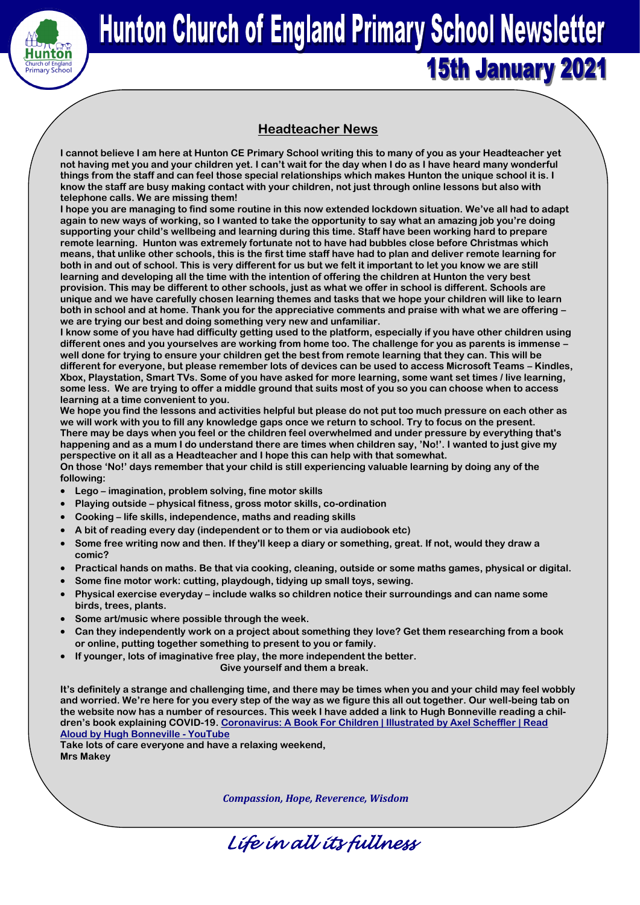# Hunton Church of England Primary School Newsletter

## 15th January 2021

### Headteacher News

**I cannot believe I am here at Hunton CE Primary School writing this to many of you as your Headteacher yet not having met you and your children yet. I can't wait for the day when I do as I have heard many wonderful things from the staff and can feel those special relationships which makes Hunton the unique school it is. I know the staff are busy making contact with your children, not just through online lessons but also with telephone calls. We are missing them!**

**I hope you are managing to find some routine in this now extended lockdown situation. We've all had to adapt again to new ways of working, so I wanted to take the opportunity to say what an amazing job you're doing supporting your child's wellbeing and learning during this time. Staff have been working hard to prepare remote learning. Hunton was extremely fortunate not to have had bubbles close before Christmas which means, that unlike other schools, this is the first time staff have had to plan and deliver remote learning for both in and out of school. This is very different for us but we felt it important to let you know we are still learning and developing all the time with the intention of offering the children at Hunton the very best provision. This may be different to other schools, just as what we offer in school is different. Schools are unique and we have carefully chosen learning themes and tasks that we hope your children will like to learn both in school and at home. Thank you for the appreciative comments and praise with what we are offering – we are trying our best and doing something very new and unfamiliar.**

**I know some of you have had difficulty getting used to the platform, especially if you have other children using different ones and you yourselves are working from home too. The challenge for you as parents is immense – well done for trying to ensure your children get the best from remote learning that they can. This will be different for everyone, but please remember lots of devices can be used to access Microsoft Teams – Kindles, Xbox, Playstation, Smart TVs. Some of you have asked for more learning, some want set times / live learning, some less. We are trying to offer a middle ground that suits most of you so you can choose when to access learning at a time convenient to you.**

**We hope you find the lessons and activities helpful but please do not put too much pressure on each other as we will work with you to fill any knowledge gaps once we return to school. Try to focus on the present. There may be days when you feel or the children feel overwhelmed and under pressure by everything that's happening and as a mum I do understand there are times when children say, 'No!'. I wanted to just give my perspective on it all as a Headteacher and I hope this can help with that somewhat.**

**On those 'No!' days remember that your child is still experiencing valuable learning by doing any of the following:**

- **Lego – imagination, problem solving, fine motor skills**
- **Playing outside – physical fitness, gross motor skills, co-ordination**
- **Cooking – life skills, independence, maths and reading skills**
- **A bit of reading every day (independent or to them or via audiobook etc)**
- **Some free writing now and then. If they'll keep a diary or something, great. If not, would they draw a comic?**
- **Practical hands on maths. Be that via cooking, cleaning, outside or some maths games, physical or digital.**
- **Some fine motor work: cutting, playdough, tidying up small toys, sewing.**
- **Physical exercise everyday – include walks so children notice their surroundings and can name some birds, trees, plants.**
- **Some art/music where possible through the week.**
- **Can they independently work on a project about something they love? Get them researching from a book or online, putting together something to present to you or family.**
- **If younger, lots of imaginative free play, the more independent the better.**

**Give yourself and them a break.**

**It's definitely a strange and challenging time, and there may be times when you and your child may feel wobbly and worried. We're here for you every step of the way as we figure this all out together. Our well-being tab on the website now has a number of resources. This week I have added a link to Hugh Bonneville reading a children's book explaining COVID-19. Coronavirus: A Book For Children | Illustrated by Axel Scheffler | Read Aloud by Hugh Bonneville - YouTube**

**Take lots of care everyone and have a relaxing weekend,**
**Mrs Makey**

*Compassion, Hope, Reverence, Wisdom*

*Life in all its fullness*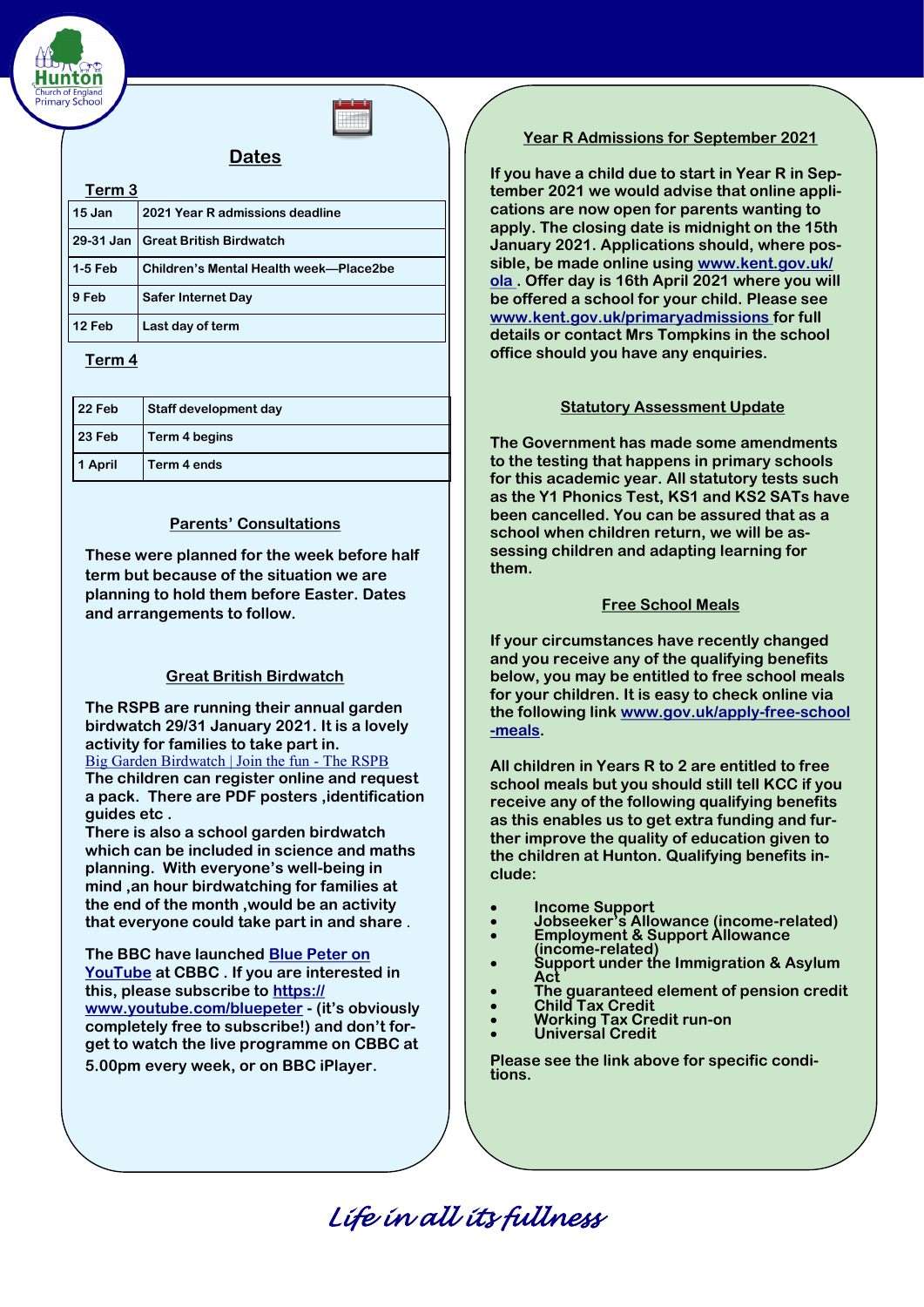## Dates

### Term 3

| | |
|---|---|
| 15 Jan | 2021 Year R admissions deadline |
| 29-31 Jan | Great British Birdwatch |
| 1-5 Feb | Children's Mental Health week—Place2be |
| 9 Feb | Safer Internet Day |
| 12 Feb | Last day of term |

### Term 4

| | |
|---|---|
| 22 Feb | Staff development day |
| 23 Feb | Term 4 begins |
| 1 April | Term 4 ends |

### Parents' Consultations

These were planned for the week before half term but because of the situation we are planning to hold them before Easter. Dates and arrangements to follow.

### Great British Birdwatch

The RSPB are running their annual garden birdwatch 29/31 January 2021. It is a lovely activity for families to take part in.

Big Garden Birdwatch | Join the fun - The RSPB

The children can register online and request a pack. There are PDF posters ,identification guides etc .

There is also a school garden birdwatch which can be included in science and maths planning. With everyone's well-being in mind ,an hour birdwatching for families at the end of the month ,would be an activity that everyone could take part in and share .

The BBC have launched Blue Peter on YouTube at CBBC . If you are interested in this, please subscribe to https://www.youtube.com/bluepeter - (it's obviously completely free to subscribe!) and don't forget to watch the live programme on CBBC at 5.00pm every week, or on BBC iPlayer.

### Year R Admissions for September 2021

If you have a child due to start in Year R in September 2021 we would advise that online applications are now open for parents wanting to apply. The closing date is midnight on the 15th January 2021. Applications should, where possible, be made online using www.kent.gov.uk/ola . Offer day is 16th April 2021 where you will be offered a school for your child. Please see www.kent.gov.uk/primaryadmissions for full details or contact Mrs Tompkins in the school office should you have any enquiries.

### Statutory Assessment Update

The Government has made some amendments to the testing that happens in primary schools for this academic year. All statutory tests such as the Y1 Phonics Test, KS1 and KS2 SATs have been cancelled. You can be assured that as a school when children return, we will be assessing children and adapting learning for them.

### Free School Meals

If your circumstances have recently changed and you receive any of the qualifying benefits below, you may be entitled to free school meals for your children. It is easy to check online via the following link www.gov.uk/apply-free-school-meals.

All children in Years R to 2 are entitled to free school meals but you should still tell KCC if you receive any of the following qualifying benefits as this enables us to get extra funding and further improve the quality of education given to the children at Hunton. Qualifying benefits include:

- Income Support
- Jobseeker's Allowance (income-related)
- Employment & Support Allowance (income-related)
- Support under the Immigration & Asylum Act
- The guaranteed element of pension credit
- Child Tax Credit
- Working Tax Credit run-on
- Universal Credit

Please see the link above for specific conditions.

*Life in all its fullness*